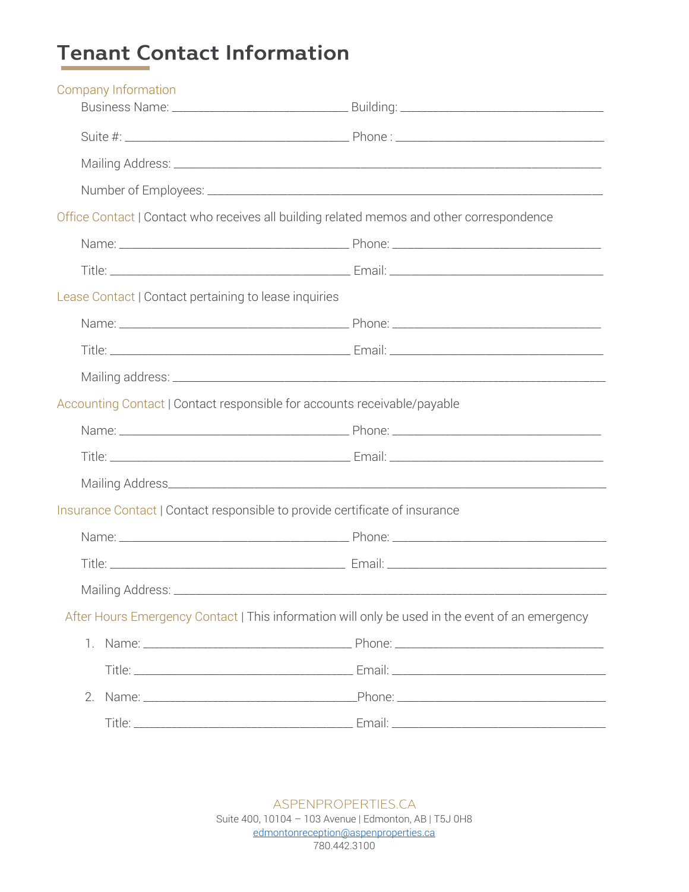# Tenant Contact Information

## Company Information

Business Name: ______________________________ Building: __________________________________

Suite #: ______________________________________ Phone : ___________________________________

Mailing Address: _________________________________________________________________________

Number of Employees: _____________________________________________________________________

## Office Contact | Contact who receives all building related memos and other correspondence

Name: ________________________________________ Phone: ____________________________________

Title: __________________________________________ Email: ____________________________________

## Lease Contact | Contact pertaining to lease inquiries

Name: ________________________________________ Phone: ____________________________________

Title: __________________________________________ Email: ____________________________________

Mailing address: __________________________________________________________________________

## Accounting Contact | Contact responsible for accounts receivable/payable

Name: ________________________________________ Phone: ____________________________________

Title: __________________________________________ Email: ____________________________________

Mailing Address___________________________________________________________________________

## Insurance Contact | Contact responsible to provide certificate of insurance

Name: ________________________________________ Phone: _____________________________________

Title: _________________________________________ Email: ______________________________________

Mailing Address: __________________________________________________________________________

## After Hours Emergency Contact | This information will only be used in the event of an emergency

1. Name: ____________________________________ Phone: ____________________________________

   Title: ______________________________________ Email: ____________________________________

2. Name: ____________________________________Phone: ____________________________________

   Title: ______________________________________ Email: ____________________________________

ASPENPROPERTIES.CA
Suite 400, 10104 – 103 Avenue | Edmonton, AB | T5J 0H8
edmontonreception@aspenproperties.ca
780.442.3100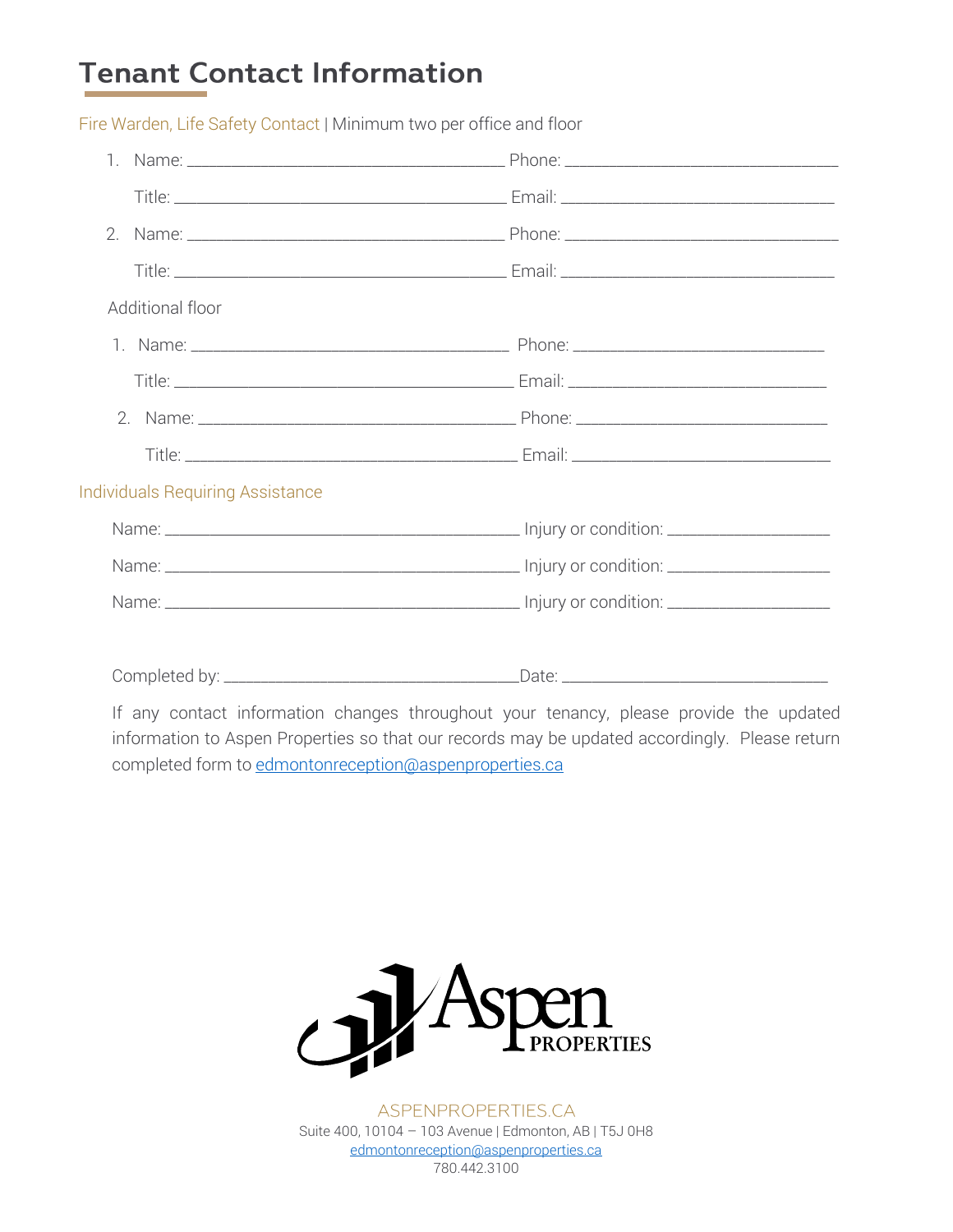# Tenant Contact Information

Fire Warden, Life Safety Contact | Minimum two per office and floor

1. Name: ______________________________________ Phone: ________________________________

   Title: ________________________________________ Email: ________________________________

2. Name: ______________________________________ Phone: ________________________________

   Title: ________________________________________ Email: ________________________________

Additional floor

1. Name: ______________________________________ Phone: ______________________________

   Title: ________________________________________ Email: ______________________________

2. Name: ______________________________________ Phone: ______________________________

   Title: ________________________________________ Email: ______________________________

Individuals Requiring Assistance

Name: __________________________________________ Injury or condition: ___________________

Name: __________________________________________ Injury or condition: ___________________

Name: __________________________________________ Injury or condition: ___________________

Completed by: ___________________________________Date: _______________________________

If any contact information changes throughout your tenancy, please provide the updated information to Aspen Properties so that our records may be updated accordingly. Please return completed form to edmontonreception@aspenproperties.ca

Aspen PROPERTIES

ASPENPROPERTIES.CA
Suite 400, 10104 – 103 Avenue | Edmonton, AB | T5J 0H8
edmontonreception@aspenproperties.ca
780.442.3100